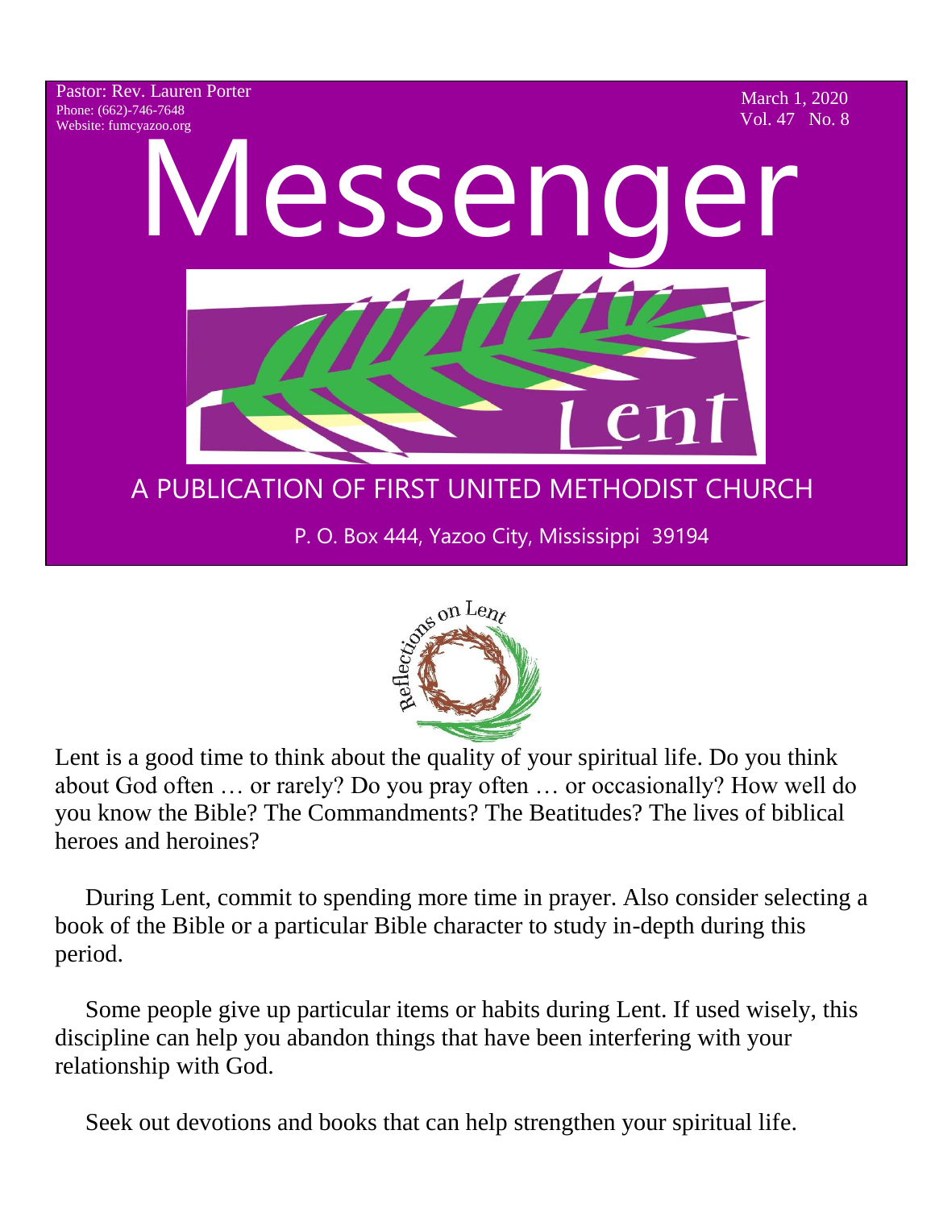Pastor: Rev. Lauren Porter
Phone: (662)-746-7648
Website: fumcyazoo.org

March 1, 2020
Vol. 47 No. 8

# Messenger

Lent

A PUBLICATION OF FIRST UNITED METHODIST CHURCH

P. O. Box 444, Yazoo City, Mississippi 39194

## Reflections on Lent

Lent is a good time to think about the quality of your spiritual life. Do you think about God often … or rarely? Do you pray often … or occasionally? How well do you know the Bible? The Commandments? The Beatitudes? The lives of biblical heroes and heroines?

During Lent, commit to spending more time in prayer. Also consider selecting a book of the Bible or a particular Bible character to study in-depth during this period.

Some people give up particular items or habits during Lent. If used wisely, this discipline can help you abandon things that have been interfering with your relationship with God.

Seek out devotions and books that can help strengthen your spiritual life.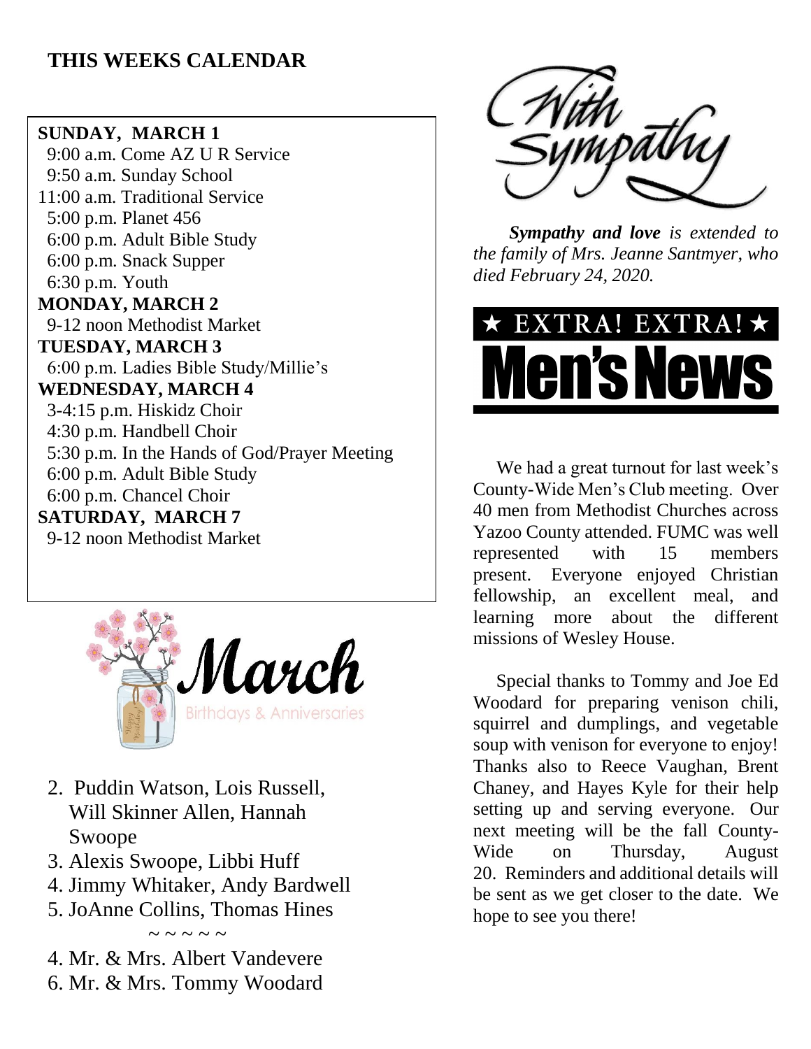## THIS WEEKS CALENDAR

**SUNDAY, MARCH 1**
9:00 a.m. Come AZ U R Service
9:50 a.m. Sunday School
11:00 a.m. Traditional Service
5:00 p.m. Planet 456
6:00 p.m. Adult Bible Study
6:00 p.m. Snack Supper
6:30 p.m. Youth

**MONDAY, MARCH 2**
9-12 noon Methodist Market

**TUESDAY, MARCH 3**
6:00 p.m. Ladies Bible Study/Millie's

**WEDNESDAY, MARCH 4**
3-4:15 p.m. Hiskidz Choir
4:30 p.m. Handbell Choir
5:30 p.m. In the Hands of God/Prayer Meeting
6:00 p.m. Adult Bible Study
6:00 p.m. Chancel Choir

**SATURDAY, MARCH 7**
9-12 noon Methodist Market

## March Birthdays & Anniversaries

2. Puddin Watson, Lois Russell, Will Skinner Allen, Hannah Swoope
3. Alexis Swoope, Libbi Huff
4. Jimmy Whitaker, Andy Bardwell
5. JoAnne Collins, Thomas Hines

~ ~ ~ ~ ~

4. Mr. & Mrs. Albert Vandevere
6. Mr. & Mrs. Tommy Woodard

## With Sympathy

***Sympathy and love*** *is extended to the family of Mrs. Jeanne Santmyer, who died February 24, 2020.*

## ★ EXTRA! EXTRA! ★ Men's News

We had a great turnout for last week's County-Wide Men's Club meeting. Over 40 men from Methodist Churches across Yazoo County attended. FUMC was well represented with 15 members present. Everyone enjoyed Christian fellowship, an excellent meal, and learning more about the different missions of Wesley House.

Special thanks to Tommy and Joe Ed Woodard for preparing venison chili, squirrel and dumplings, and vegetable soup with venison for everyone to enjoy! Thanks also to Reece Vaughan, Brent Chaney, and Hayes Kyle for their help setting up and serving everyone. Our next meeting will be the fall County-Wide on Thursday, August 20. Reminders and additional details will be sent as we get closer to the date. We hope to see you there!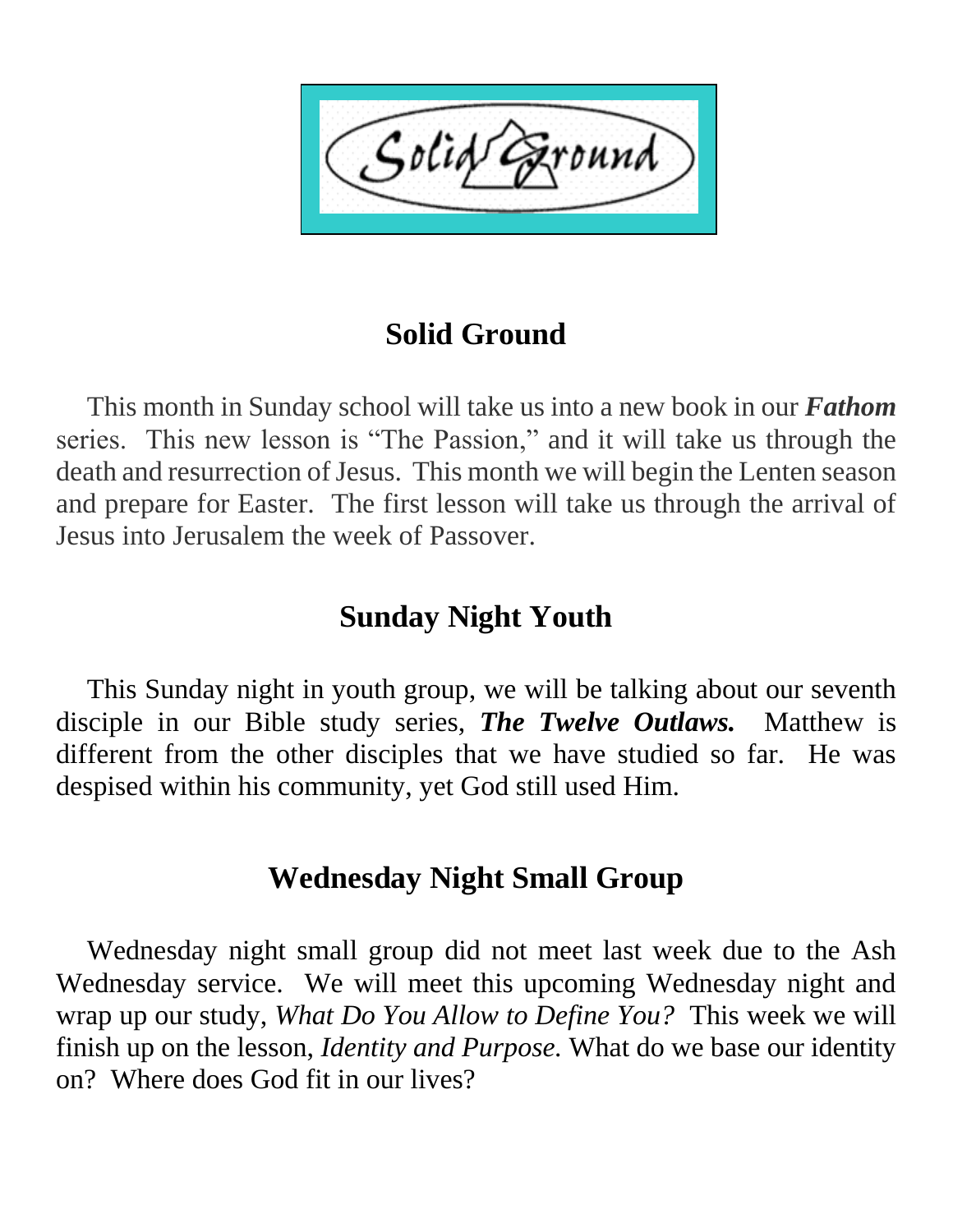## Solid Ground

This month in Sunday school will take us into a new book in our ***Fathom*** series. This new lesson is "The Passion," and it will take us through the death and resurrection of Jesus. This month we will begin the Lenten season and prepare for Easter. The first lesson will take us through the arrival of Jesus into Jerusalem the week of Passover.

## Sunday Night Youth

This Sunday night in youth group, we will be talking about our seventh disciple in our Bible study series, ***The Twelve Outlaws.*** Matthew is different from the other disciples that we have studied so far. He was despised within his community, yet God still used Him.

## Wednesday Night Small Group

Wednesday night small group did not meet last week due to the Ash Wednesday service. We will meet this upcoming Wednesday night and wrap up our study, *What Do You Allow to Define You?* This week we will finish up on the lesson, *Identity and Purpose.* What do we base our identity on? Where does God fit in our lives?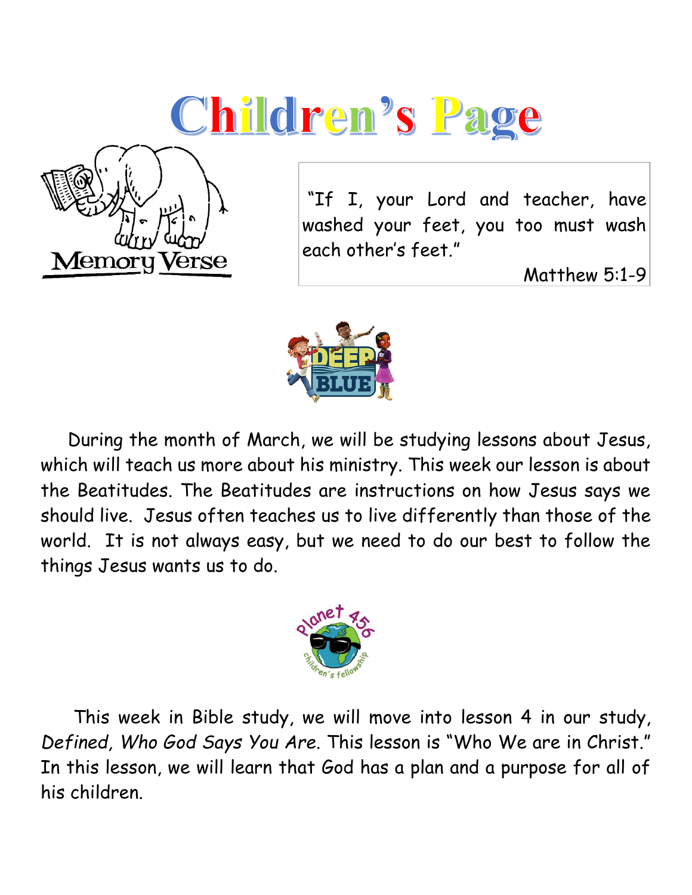# Children's Page

Memory Verse

> "If I, your Lord and teacher, have washed your feet, you too must wash each other's feet."
>
> Matthew 5:1-9

DEEP BLUE

During the month of March, we will be studying lessons about Jesus, which will teach us more about his ministry. This week our lesson is about the Beatitudes. The Beatitudes are instructions on how Jesus says we should live. Jesus often teaches us to live differently than those of the world. It is not always easy, but we need to do our best to follow the things Jesus wants us to do.

Planet 456 children's fellowship

This week in Bible study, we will move into lesson 4 in our study, *Defined, Who God Says You Are*. This lesson is "Who We are in Christ." In this lesson, we will learn that God has a plan and a purpose for all of his children.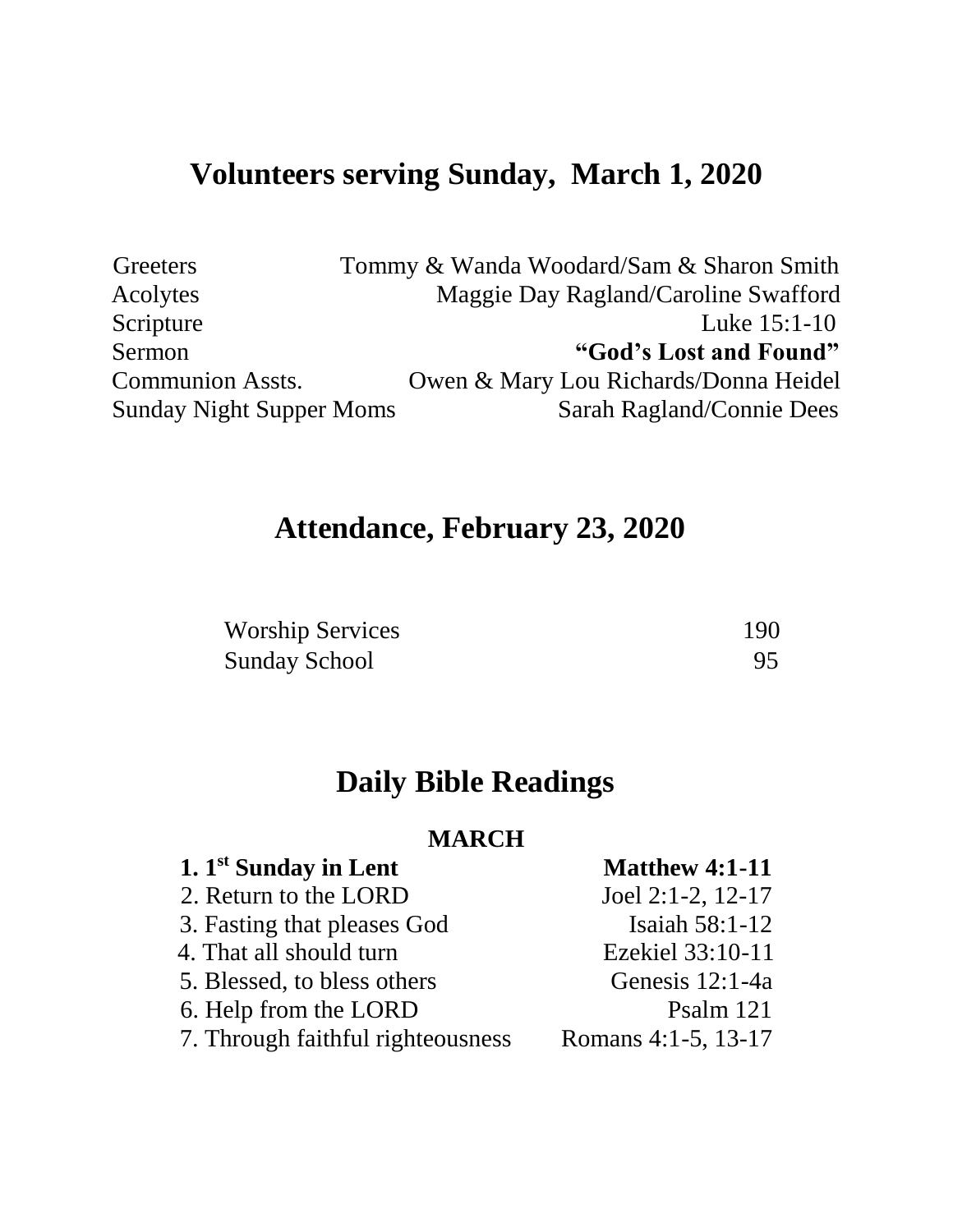## Volunteers serving Sunday, March 1, 2020

| | |
|---|---|
| Greeters | Tommy & Wanda Woodard/Sam & Sharon Smith |
| Acolytes | Maggie Day Ragland/Caroline Swafford |
| Scripture | Luke 15:1-10 |
| Sermon | **"God's Lost and Found"** |
| Communion Assts. | Owen & Mary Lou Richards/Donna Heidel |
| Sunday Night Supper Moms | Sarah Ragland/Connie Dees |

## Attendance, February 23, 2020

| | |
|---|---|
| Worship Services | 190 |
| Sunday School | 95 |

## Daily Bible Readings

**MARCH**

| | |
|---|---|
| **1. 1st Sunday in Lent** | **Matthew 4:1-11** |
| 2. Return to the LORD | Joel 2:1-2, 12-17 |
| 3. Fasting that pleases God | Isaiah 58:1-12 |
| 4. That all should turn | Ezekiel 33:10-11 |
| 5. Blessed, to bless others | Genesis 12:1-4a |
| 6. Help from the LORD | Psalm 121 |
| 7. Through faithful righteousness | Romans 4:1-5, 13-17 |